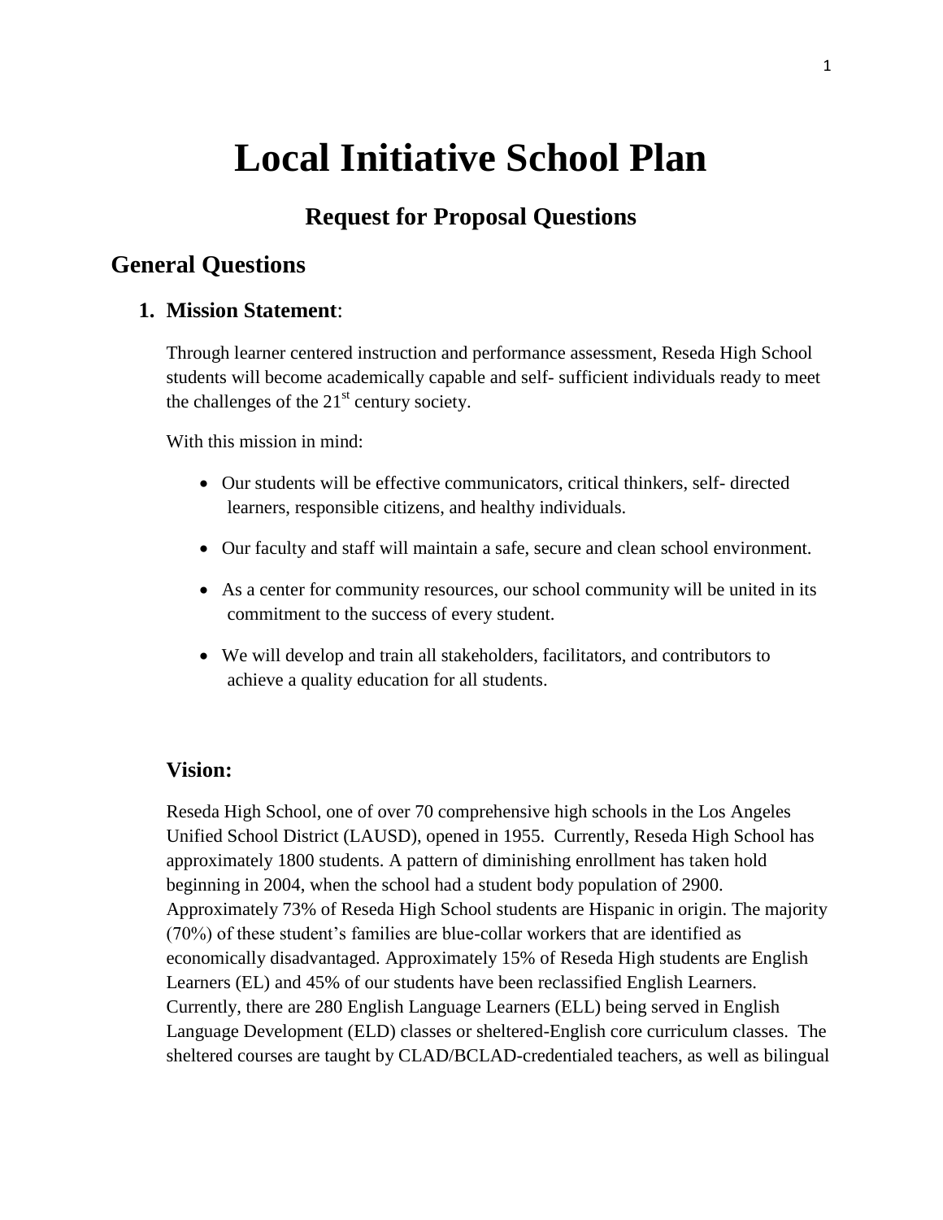# Local Initiative School Plan

## Request for Proposal Questions

## General Questions

### 1. Mission Statement:

Through learner centered instruction and performance assessment, Reseda High School students will become academically capable and self- sufficient individuals ready to meet the challenges of the 21st century society.

With this mission in mind:

- Our students will be effective communicators, critical thinkers, self- directed learners, responsible citizens, and healthy individuals.
- Our faculty and staff will maintain a safe, secure and clean school environment.
- As a center for community resources, our school community will be united in its commitment to the success of every student.
- We will develop and train all stakeholders, facilitators, and contributors to achieve a quality education for all students.

### Vision:

Reseda High School, one of over 70 comprehensive high schools in the Los Angeles Unified School District (LAUSD), opened in 1955. Currently, Reseda High School has approximately 1800 students. A pattern of diminishing enrollment has taken hold beginning in 2004, when the school had a student body population of 2900. Approximately 73% of Reseda High School students are Hispanic in origin. The majority (70%) of these student's families are blue-collar workers that are identified as economically disadvantaged. Approximately 15% of Reseda High students are English Learners (EL) and 45% of our students have been reclassified English Learners. Currently, there are 280 English Language Learners (ELL) being served in English Language Development (ELD) classes or sheltered-English core curriculum classes. The sheltered courses are taught by CLAD/BCLAD-credentialed teachers, as well as bilingual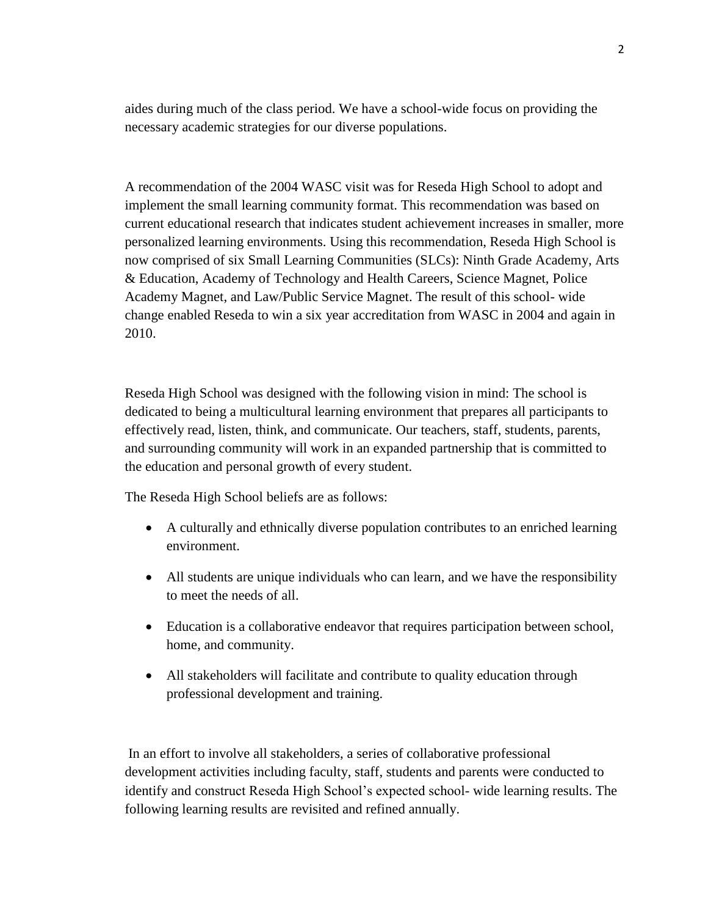aides during much of the class period. We have a school-wide focus on providing the necessary academic strategies for our diverse populations.

A recommendation of the 2004 WASC visit was for Reseda High School to adopt and implement the small learning community format. This recommendation was based on current educational research that indicates student achievement increases in smaller, more personalized learning environments. Using this recommendation, Reseda High School is now comprised of six Small Learning Communities (SLCs): Ninth Grade Academy, Arts & Education, Academy of Technology and Health Careers, Science Magnet, Police Academy Magnet, and Law/Public Service Magnet. The result of this school- wide change enabled Reseda to win a six year accreditation from WASC in 2004 and again in 2010.

Reseda High School was designed with the following vision in mind: The school is dedicated to being a multicultural learning environment that prepares all participants to effectively read, listen, think, and communicate. Our teachers, staff, students, parents, and surrounding community will work in an expanded partnership that is committed to the education and personal growth of every student.

The Reseda High School beliefs are as follows:

- A culturally and ethnically diverse population contributes to an enriched learning environment.
- All students are unique individuals who can learn, and we have the responsibility to meet the needs of all.
- Education is a collaborative endeavor that requires participation between school, home, and community.
- All stakeholders will facilitate and contribute to quality education through professional development and training.

In an effort to involve all stakeholders, a series of collaborative professional development activities including faculty, staff, students and parents were conducted to identify and construct Reseda High School's expected school- wide learning results. The following learning results are revisited and refined annually.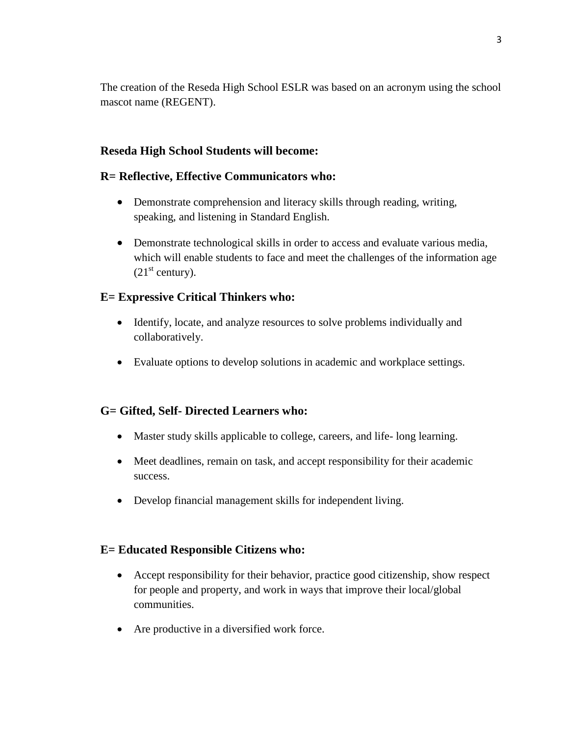The creation of the Reseda High School ESLR was based on an acronym using the school mascot name (REGENT).

### Reseda High School Students will become:

### R= Reflective, Effective Communicators who:

- Demonstrate comprehension and literacy skills through reading, writing, speaking, and listening in Standard English.
- Demonstrate technological skills in order to access and evaluate various media, which will enable students to face and meet the challenges of the information age ($21^{st}$ century).

### E= Expressive Critical Thinkers who:

- Identify, locate, and analyze resources to solve problems individually and collaboratively.
- Evaluate options to develop solutions in academic and workplace settings.

### G= Gifted, Self- Directed Learners who:

- Master study skills applicable to college, careers, and life- long learning.
- Meet deadlines, remain on task, and accept responsibility for their academic success.
- Develop financial management skills for independent living.

### E= Educated Responsible Citizens who:

- Accept responsibility for their behavior, practice good citizenship, show respect for people and property, and work in ways that improve their local/global communities.
- Are productive in a diversified work force.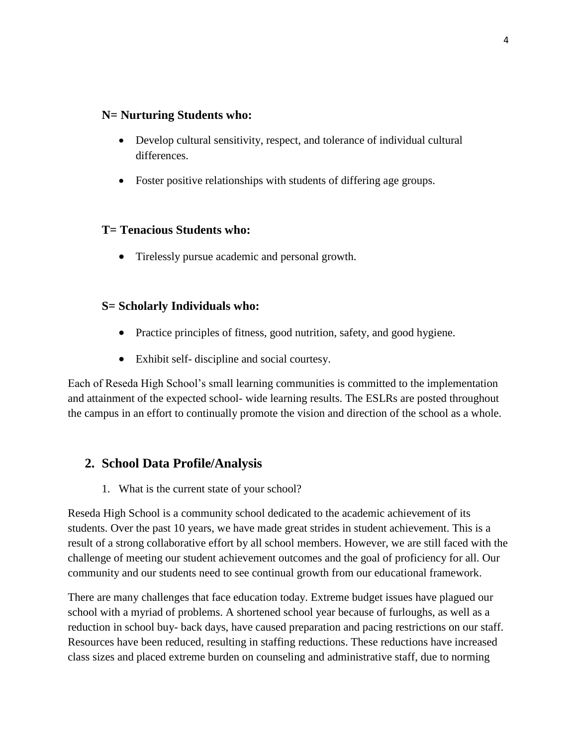**N= Nurturing Students who:**

- Develop cultural sensitivity, respect, and tolerance of individual cultural differences.
- Foster positive relationships with students of differing age groups.

**T= Tenacious Students who:**

- Tirelessly pursue academic and personal growth.

**S= Scholarly Individuals who:**

- Practice principles of fitness, good nutrition, safety, and good hygiene.
- Exhibit self- discipline and social courtesy.

Each of Reseda High School's small learning communities is committed to the implementation and attainment of the expected school- wide learning results. The ESLRs are posted throughout the campus in an effort to continually promote the vision and direction of the school as a whole.

## 2. School Data Profile/Analysis

1. What is the current state of your school?

Reseda High School is a community school dedicated to the academic achievement of its students. Over the past 10 years, we have made great strides in student achievement. This is a result of a strong collaborative effort by all school members. However, we are still faced with the challenge of meeting our student achievement outcomes and the goal of proficiency for all. Our community and our students need to see continual growth from our educational framework.

There are many challenges that face education today. Extreme budget issues have plagued our school with a myriad of problems. A shortened school year because of furloughs, as well as a reduction in school buy- back days, have caused preparation and pacing restrictions on our staff. Resources have been reduced, resulting in staffing reductions. These reductions have increased class sizes and placed extreme burden on counseling and administrative staff, due to norming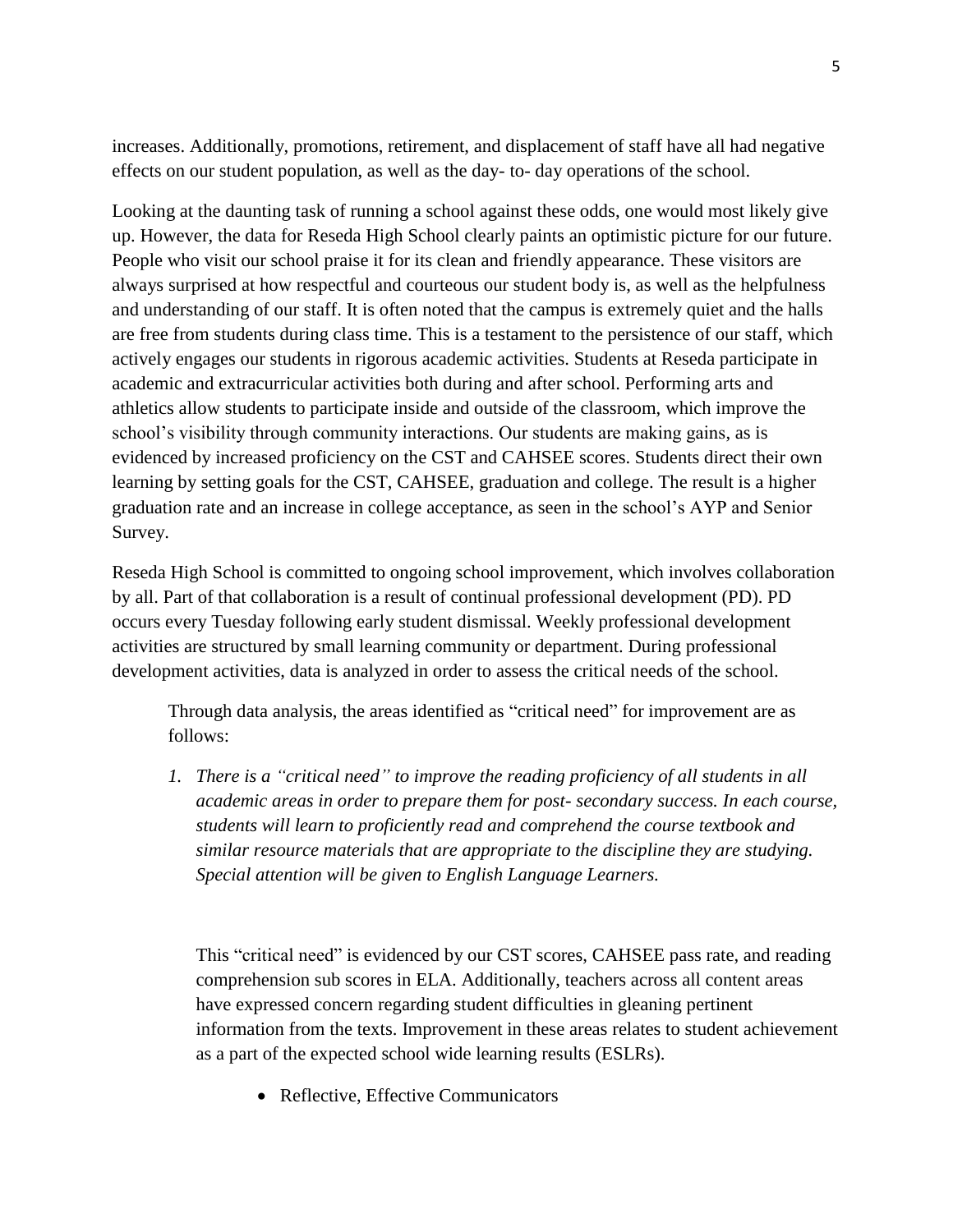increases. Additionally, promotions, retirement, and displacement of staff have all had negative effects on our student population, as well as the day- to- day operations of the school.

Looking at the daunting task of running a school against these odds, one would most likely give up. However, the data for Reseda High School clearly paints an optimistic picture for our future. People who visit our school praise it for its clean and friendly appearance. These visitors are always surprised at how respectful and courteous our student body is, as well as the helpfulness and understanding of our staff. It is often noted that the campus is extremely quiet and the halls are free from students during class time. This is a testament to the persistence of our staff, which actively engages our students in rigorous academic activities. Students at Reseda participate in academic and extracurricular activities both during and after school. Performing arts and athletics allow students to participate inside and outside of the classroom, which improve the school's visibility through community interactions. Our students are making gains, as is evidenced by increased proficiency on the CST and CAHSEE scores. Students direct their own learning by setting goals for the CST, CAHSEE, graduation and college. The result is a higher graduation rate and an increase in college acceptance, as seen in the school's AYP and Senior Survey.

Reseda High School is committed to ongoing school improvement, which involves collaboration by all. Part of that collaboration is a result of continual professional development (PD). PD occurs every Tuesday following early student dismissal. Weekly professional development activities are structured by small learning community or department. During professional development activities, data is analyzed in order to assess the critical needs of the school.

Through data analysis, the areas identified as "critical need" for improvement are as follows:

1. *There is a "critical need" to improve the reading proficiency of all students in all academic areas in order to prepare them for post- secondary success. In each course, students will learn to proficiently read and comprehend the course textbook and similar resource materials that are appropriate to the discipline they are studying. Special attention will be given to English Language Learners.*

   This "critical need" is evidenced by our CST scores, CAHSEE pass rate, and reading comprehension sub scores in ELA. Additionally, teachers across all content areas have expressed concern regarding student difficulties in gleaning pertinent information from the texts. Improvement in these areas relates to student achievement as a part of the expected school wide learning results (ESLRs).

   - Reflective, Effective Communicators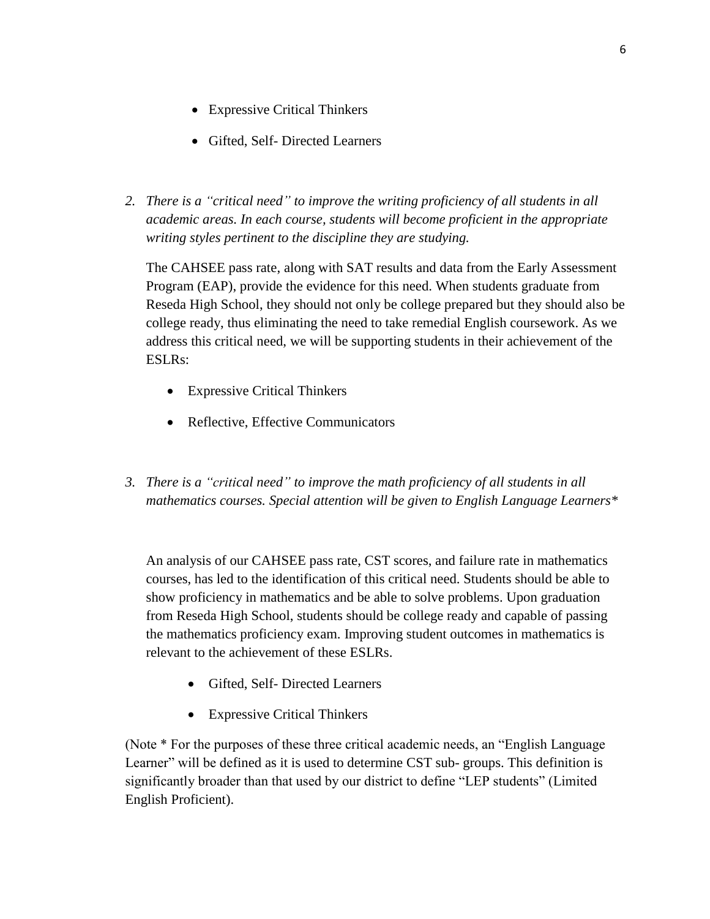- Expressive Critical Thinkers
- Gifted, Self- Directed Learners

2. *There is a "critical need" to improve the writing proficiency of all students in all academic areas. In each course, students will become proficient in the appropriate writing styles pertinent to the discipline they are studying.*

   The CAHSEE pass rate, along with SAT results and data from the Early Assessment Program (EAP), provide the evidence for this need. When students graduate from Reseda High School, they should not only be college prepared but they should also be college ready, thus eliminating the need to take remedial English coursework. As we address this critical need, we will be supporting students in their achievement of the ESLRs:

   - Expressive Critical Thinkers
   - Reflective, Effective Communicators

3. *There is a "critical need" to improve the math proficiency of all students in all mathematics courses. Special attention will be given to English Language Learners**

   An analysis of our CAHSEE pass rate, CST scores, and failure rate in mathematics courses, has led to the identification of this critical need. Students should be able to show proficiency in mathematics and be able to solve problems. Upon graduation from Reseda High School, students should be college ready and capable of passing the mathematics proficiency exam. Improving student outcomes in mathematics is relevant to the achievement of these ESLRs.

   - Gifted, Self- Directed Learners
   - Expressive Critical Thinkers

(Note * For the purposes of these three critical academic needs, an "English Language Learner" will be defined as it is used to determine CST sub- groups. This definition is significantly broader than that used by our district to define "LEP students" (Limited English Proficient).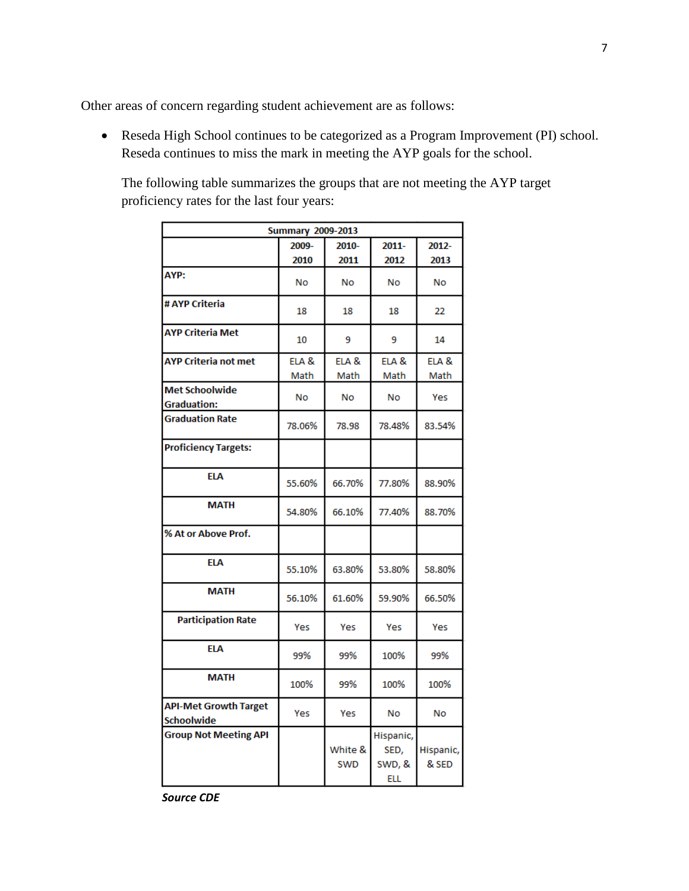Other areas of concern regarding student achievement are as follows:

- Reseda High School continues to be categorized as a Program Improvement (PI) school. Reseda continues to miss the mark in meeting the AYP goals for the school.

  The following table summarizes the groups that are not meeting the AYP target proficiency rates for the last four years:

| Summary 2009-2013 | | | | |
|---|---|---|---|---|
| | 2009-2010 | 2010-2011 | 2011-2012 | 2012-2013 |
| AYP: | No | No | No | No |
| # AYP Criteria | 18 | 18 | 18 | 22 |
| AYP Criteria Met | 10 | 9 | 9 | 14 |
| AYP Criteria not met | ELA & Math | ELA & Math | ELA & Math | ELA & Math |
| Met Schoolwide Graduation: | No | No | No | Yes |
| Graduation Rate | 78.06% | 78.98 | 78.48% | 83.54% |
| Proficiency Targets: | | | | |
| ELA | 55.60% | 66.70% | 77.80% | 88.90% |
| MATH | 54.80% | 66.10% | 77.40% | 88.70% |
| % At or Above Prof. | | | | |
| ELA | 55.10% | 63.80% | 53.80% | 58.80% |
| MATH | 56.10% | 61.60% | 59.90% | 66.50% |
| Participation Rate | Yes | Yes | Yes | Yes |
| ELA | 99% | 99% | 100% | 99% |
| MATH | 100% | 99% | 100% | 100% |
| API-Met Growth Target Schoolwide | Yes | Yes | No | No |
| Group Not Meeting API | | White & SWD | Hispanic, SED, SWD, & ELL | Hispanic, & SED |

***Source CDE***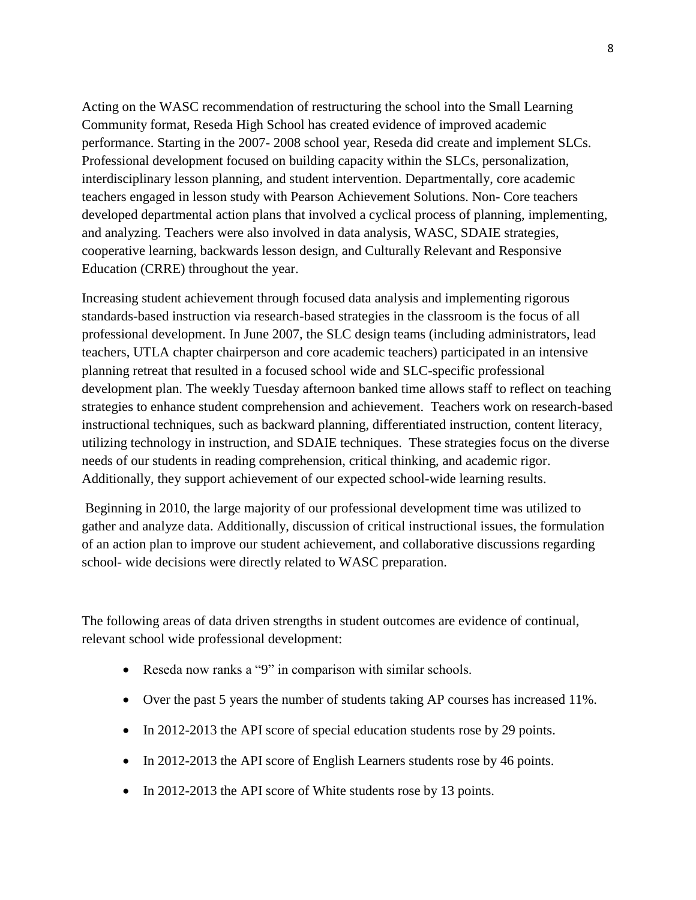Acting on the WASC recommendation of restructuring the school into the Small Learning Community format, Reseda High School has created evidence of improved academic performance. Starting in the 2007- 2008 school year, Reseda did create and implement SLCs. Professional development focused on building capacity within the SLCs, personalization, interdisciplinary lesson planning, and student intervention. Departmentally, core academic teachers engaged in lesson study with Pearson Achievement Solutions. Non- Core teachers developed departmental action plans that involved a cyclical process of planning, implementing, and analyzing. Teachers were also involved in data analysis, WASC, SDAIE strategies, cooperative learning, backwards lesson design, and Culturally Relevant and Responsive Education (CRRE) throughout the year.

Increasing student achievement through focused data analysis and implementing rigorous standards-based instruction via research-based strategies in the classroom is the focus of all professional development. In June 2007, the SLC design teams (including administrators, lead teachers, UTLA chapter chairperson and core academic teachers) participated in an intensive planning retreat that resulted in a focused school wide and SLC-specific professional development plan. The weekly Tuesday afternoon banked time allows staff to reflect on teaching strategies to enhance student comprehension and achievement. Teachers work on research-based instructional techniques, such as backward planning, differentiated instruction, content literacy, utilizing technology in instruction, and SDAIE techniques. These strategies focus on the diverse needs of our students in reading comprehension, critical thinking, and academic rigor. Additionally, they support achievement of our expected school-wide learning results.

Beginning in 2010, the large majority of our professional development time was utilized to gather and analyze data. Additionally, discussion of critical instructional issues, the formulation of an action plan to improve our student achievement, and collaborative discussions regarding school- wide decisions were directly related to WASC preparation.

The following areas of data driven strengths in student outcomes are evidence of continual, relevant school wide professional development:

- Reseda now ranks a “9” in comparison with similar schools.
- Over the past 5 years the number of students taking AP courses has increased 11%.
- In 2012-2013 the API score of special education students rose by 29 points.
- In 2012-2013 the API score of English Learners students rose by 46 points.
- In 2012-2013 the API score of White students rose by 13 points.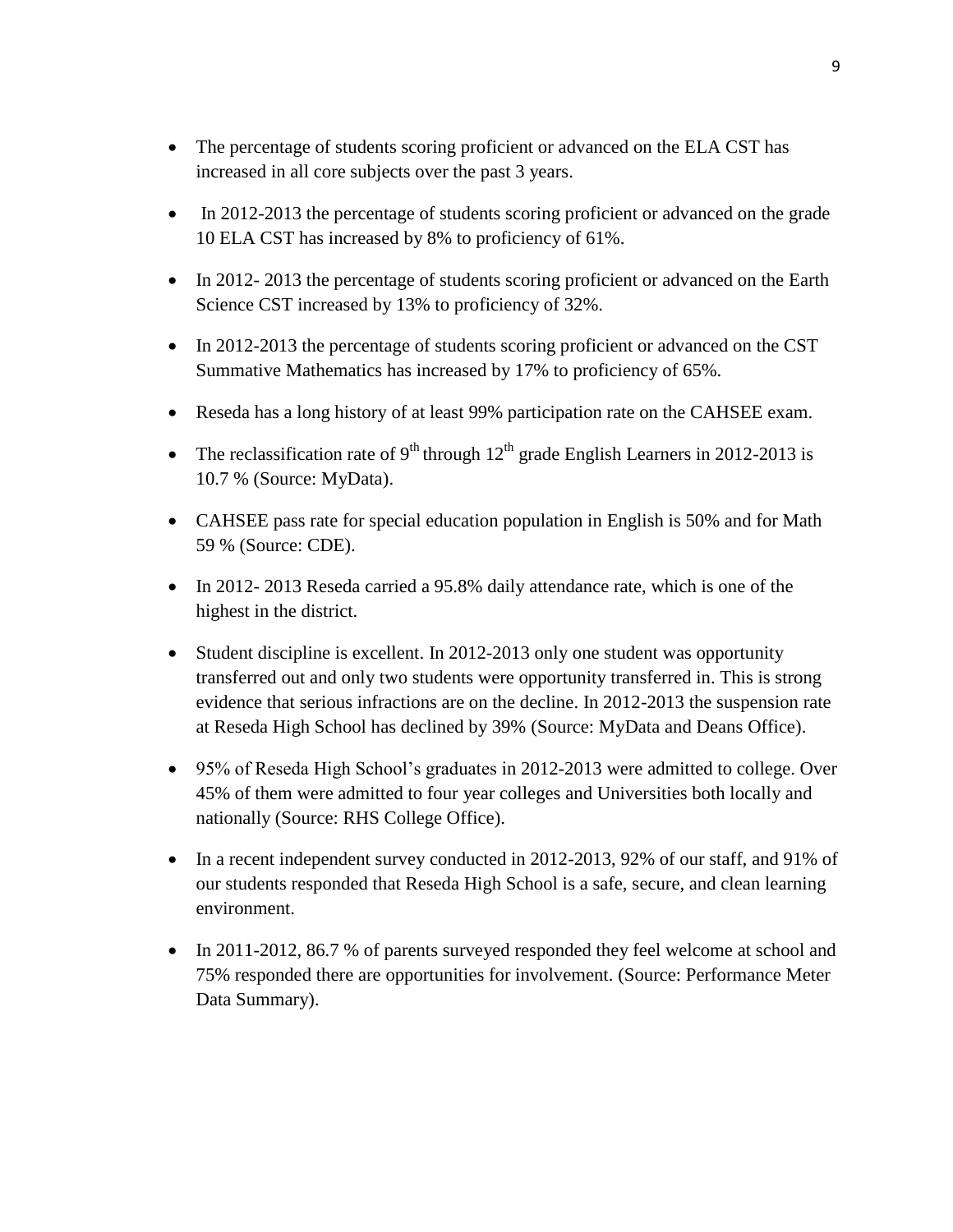- The percentage of students scoring proficient or advanced on the ELA CST has increased in all core subjects over the past 3 years.
- In 2012-2013 the percentage of students scoring proficient or advanced on the grade 10 ELA CST has increased by 8% to proficiency of 61%.
- In 2012- 2013 the percentage of students scoring proficient or advanced on the Earth Science CST increased by 13% to proficiency of 32%.
- In 2012-2013 the percentage of students scoring proficient or advanced on the CST Summative Mathematics has increased by 17% to proficiency of 65%.
- Reseda has a long history of at least 99% participation rate on the CAHSEE exam.
- The reclassification rate of 9th through 12th grade English Learners in 2012-2013 is 10.7 % (Source: MyData).
- CAHSEE pass rate for special education population in English is 50% and for Math 59 % (Source: CDE).
- In 2012- 2013 Reseda carried a 95.8% daily attendance rate, which is one of the highest in the district.
- Student discipline is excellent. In 2012-2013 only one student was opportunity transferred out and only two students were opportunity transferred in. This is strong evidence that serious infractions are on the decline. In 2012-2013 the suspension rate at Reseda High School has declined by 39% (Source: MyData and Deans Office).
- 95% of Reseda High School's graduates in 2012-2013 were admitted to college. Over 45% of them were admitted to four year colleges and Universities both locally and nationally (Source: RHS College Office).
- In a recent independent survey conducted in 2012-2013, 92% of our staff, and 91% of our students responded that Reseda High School is a safe, secure, and clean learning environment.
- In 2011-2012, 86.7 % of parents surveyed responded they feel welcome at school and 75% responded there are opportunities for involvement. (Source: Performance Meter Data Summary).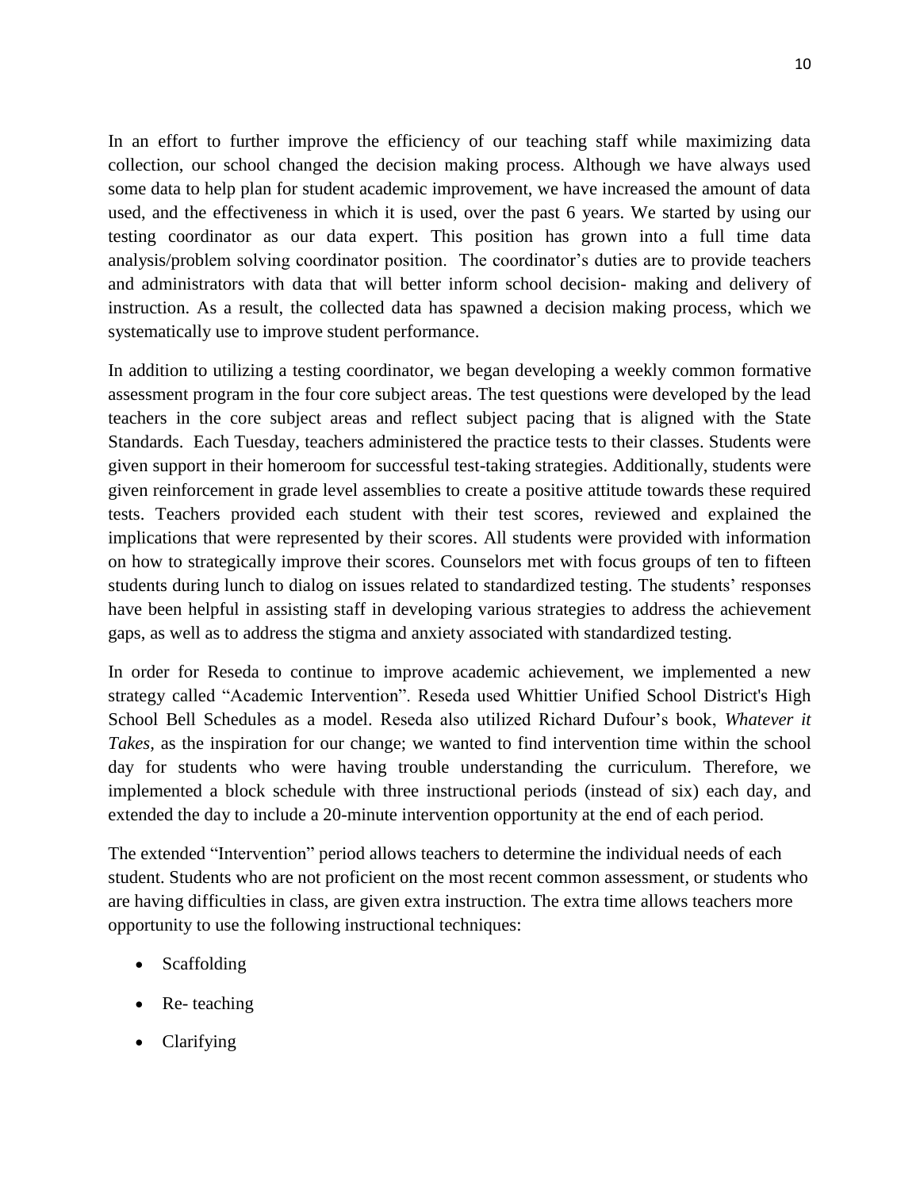In an effort to further improve the efficiency of our teaching staff while maximizing data collection, our school changed the decision making process. Although we have always used some data to help plan for student academic improvement, we have increased the amount of data used, and the effectiveness in which it is used, over the past 6 years. We started by using our testing coordinator as our data expert. This position has grown into a full time data analysis/problem solving coordinator position. The coordinator's duties are to provide teachers and administrators with data that will better inform school decision- making and delivery of instruction. As a result, the collected data has spawned a decision making process, which we systematically use to improve student performance.

In addition to utilizing a testing coordinator, we began developing a weekly common formative assessment program in the four core subject areas. The test questions were developed by the lead teachers in the core subject areas and reflect subject pacing that is aligned with the State Standards. Each Tuesday, teachers administered the practice tests to their classes. Students were given support in their homeroom for successful test-taking strategies. Additionally, students were given reinforcement in grade level assemblies to create a positive attitude towards these required tests. Teachers provided each student with their test scores, reviewed and explained the implications that were represented by their scores. All students were provided with information on how to strategically improve their scores. Counselors met with focus groups of ten to fifteen students during lunch to dialog on issues related to standardized testing. The students' responses have been helpful in assisting staff in developing various strategies to address the achievement gaps, as well as to address the stigma and anxiety associated with standardized testing.

In order for Reseda to continue to improve academic achievement, we implemented a new strategy called "Academic Intervention". Reseda used Whittier Unified School District's High School Bell Schedules as a model. Reseda also utilized Richard Dufour's book, *Whatever it Takes,* as the inspiration for our change; we wanted to find intervention time within the school day for students who were having trouble understanding the curriculum. Therefore, we implemented a block schedule with three instructional periods (instead of six) each day, and extended the day to include a 20-minute intervention opportunity at the end of each period.

The extended "Intervention" period allows teachers to determine the individual needs of each student. Students who are not proficient on the most recent common assessment, or students who are having difficulties in class, are given extra instruction. The extra time allows teachers more opportunity to use the following instructional techniques:

- Scaffolding
- Re- teaching
- Clarifying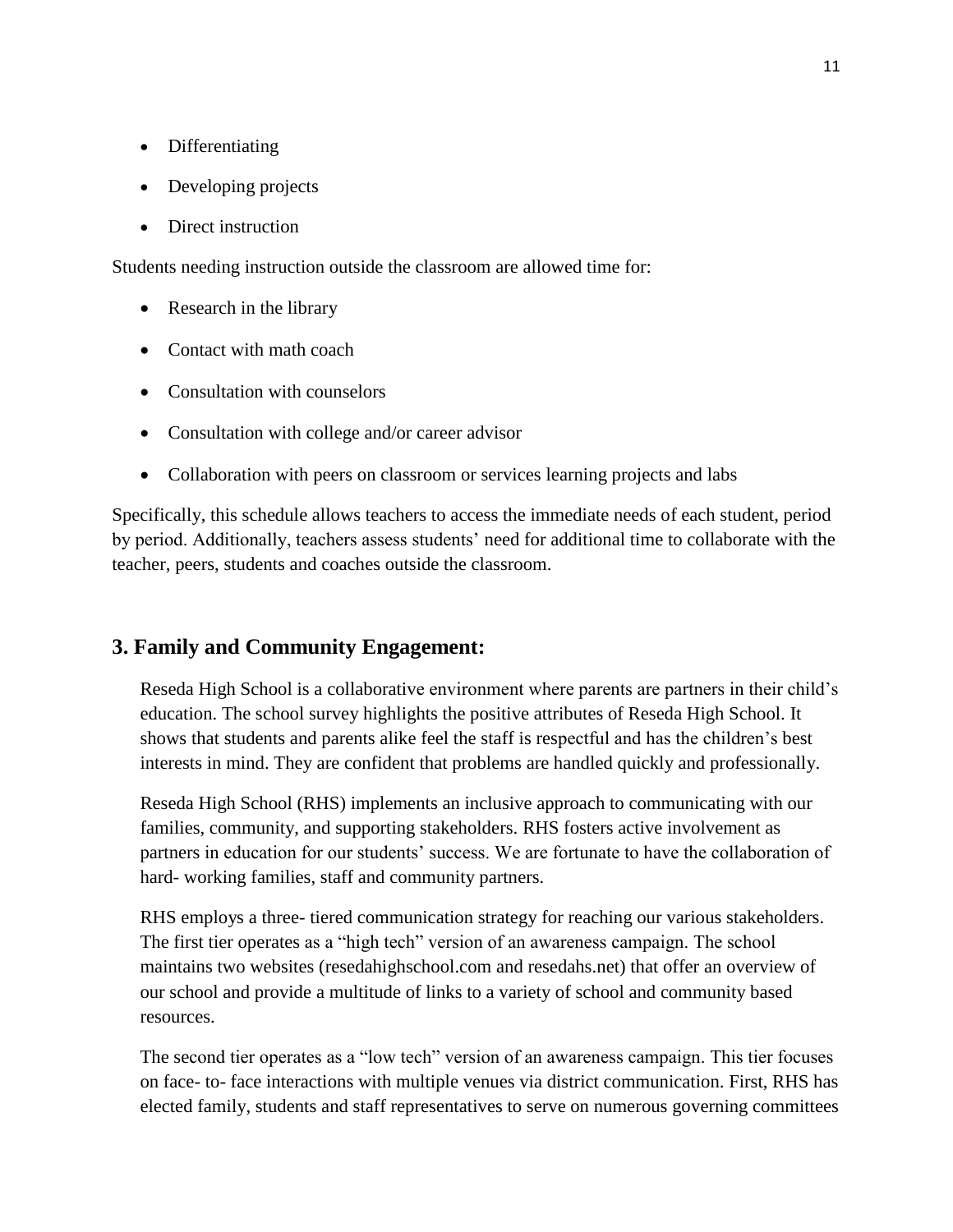- Differentiating
- Developing projects
- Direct instruction

Students needing instruction outside the classroom are allowed time for:

- Research in the library
- Contact with math coach
- Consultation with counselors
- Consultation with college and/or career advisor
- Collaboration with peers on classroom or services learning projects and labs

Specifically, this schedule allows teachers to access the immediate needs of each student, period by period. Additionally, teachers assess students' need for additional time to collaborate with the teacher, peers, students and coaches outside the classroom.

## 3. Family and Community Engagement:

Reseda High School is a collaborative environment where parents are partners in their child's education. The school survey highlights the positive attributes of Reseda High School. It shows that students and parents alike feel the staff is respectful and has the children's best interests in mind. They are confident that problems are handled quickly and professionally.

Reseda High School (RHS) implements an inclusive approach to communicating with our families, community, and supporting stakeholders. RHS fosters active involvement as partners in education for our students' success. We are fortunate to have the collaboration of hard- working families, staff and community partners.

RHS employs a three- tiered communication strategy for reaching our various stakeholders. The first tier operates as a "high tech" version of an awareness campaign. The school maintains two websites (resedahighschool.com and resedahs.net) that offer an overview of our school and provide a multitude of links to a variety of school and community based resources.

The second tier operates as a "low tech" version of an awareness campaign. This tier focuses on face- to- face interactions with multiple venues via district communication. First, RHS has elected family, students and staff representatives to serve on numerous governing committees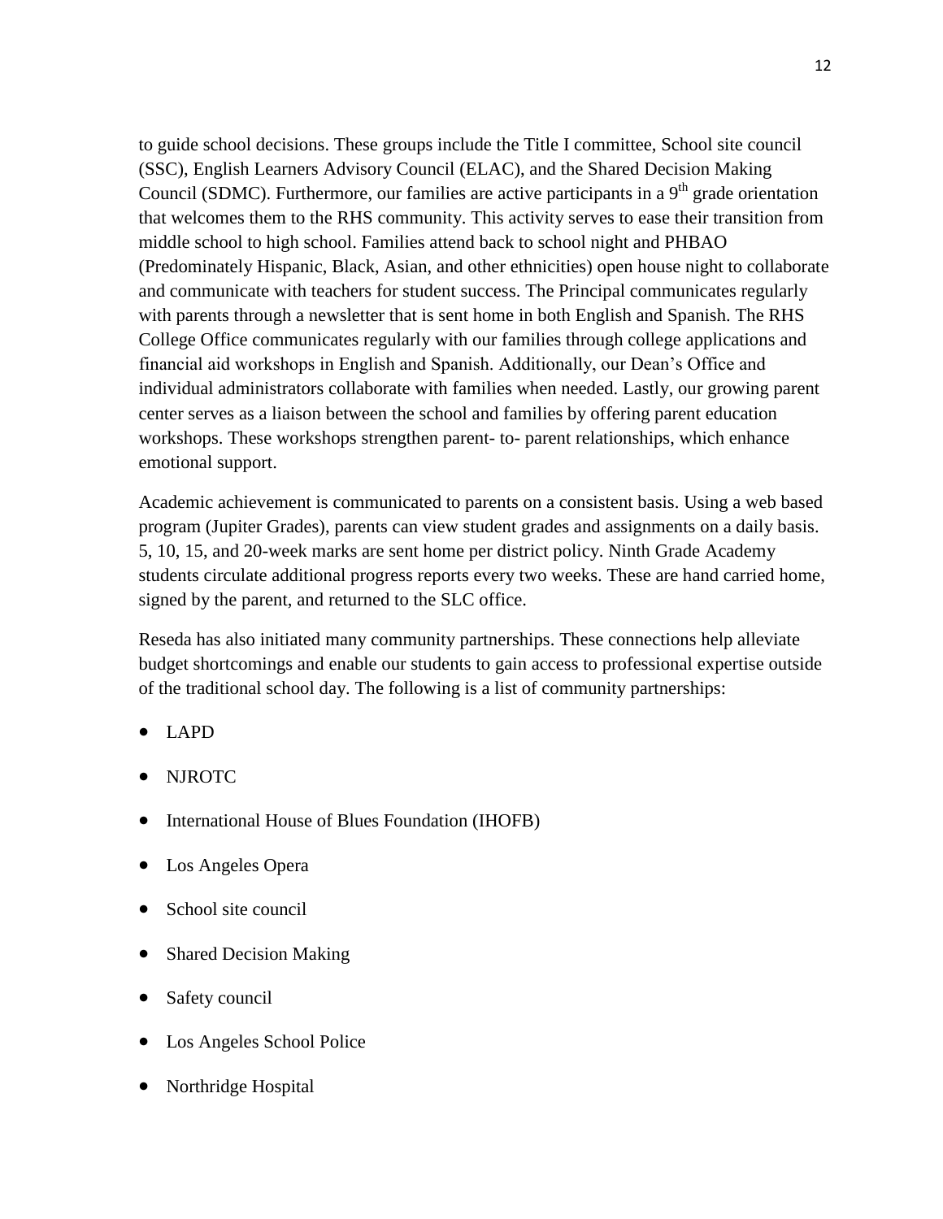to guide school decisions. These groups include the Title I committee, School site council (SSC), English Learners Advisory Council (ELAC), and the Shared Decision Making Council (SDMC). Furthermore, our families are active participants in a 9th grade orientation that welcomes them to the RHS community. This activity serves to ease their transition from middle school to high school. Families attend back to school night and PHBAO (Predominately Hispanic, Black, Asian, and other ethnicities) open house night to collaborate and communicate with teachers for student success. The Principal communicates regularly with parents through a newsletter that is sent home in both English and Spanish. The RHS College Office communicates regularly with our families through college applications and financial aid workshops in English and Spanish. Additionally, our Dean's Office and individual administrators collaborate with families when needed. Lastly, our growing parent center serves as a liaison between the school and families by offering parent education workshops. These workshops strengthen parent- to- parent relationships, which enhance emotional support.

Academic achievement is communicated to parents on a consistent basis. Using a web based program (Jupiter Grades), parents can view student grades and assignments on a daily basis. 5, 10, 15, and 20-week marks are sent home per district policy. Ninth Grade Academy students circulate additional progress reports every two weeks. These are hand carried home, signed by the parent, and returned to the SLC office.

Reseda has also initiated many community partnerships. These connections help alleviate budget shortcomings and enable our students to gain access to professional expertise outside of the traditional school day. The following is a list of community partnerships:

- LAPD
- NJROTC
- International House of Blues Foundation (IHOFB)
- Los Angeles Opera
- School site council
- Shared Decision Making
- Safety council
- Los Angeles School Police
- Northridge Hospital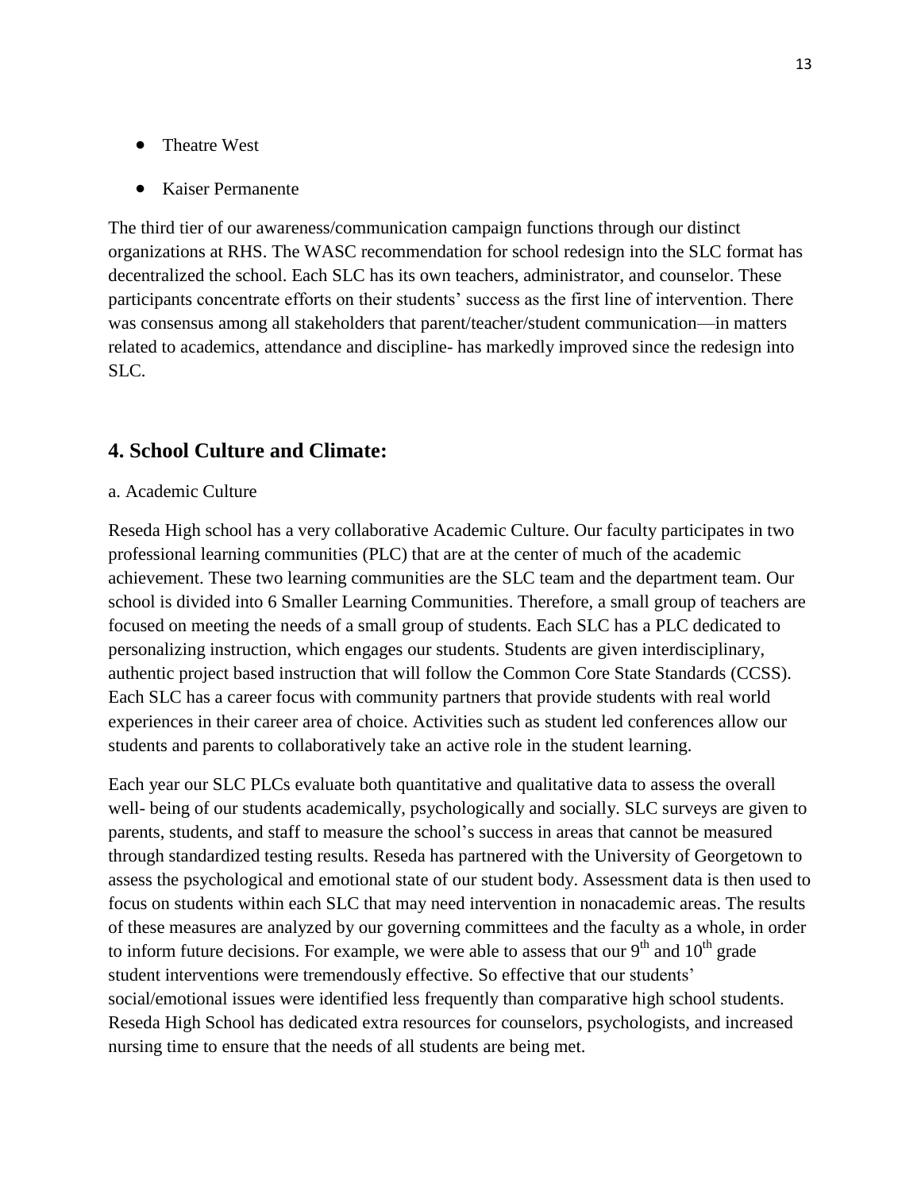- Theatre West
- Kaiser Permanente

The third tier of our awareness/communication campaign functions through our distinct organizations at RHS. The WASC recommendation for school redesign into the SLC format has decentralized the school. Each SLC has its own teachers, administrator, and counselor. These participants concentrate efforts on their students' success as the first line of intervention. There was consensus among all stakeholders that parent/teacher/student communication—in matters related to academics, attendance and discipline- has markedly improved since the redesign into SLC.

## 4. School Culture and Climate:

a. Academic Culture

Reseda High school has a very collaborative Academic Culture. Our faculty participates in two professional learning communities (PLC) that are at the center of much of the academic achievement. These two learning communities are the SLC team and the department team. Our school is divided into 6 Smaller Learning Communities. Therefore, a small group of teachers are focused on meeting the needs of a small group of students. Each SLC has a PLC dedicated to personalizing instruction, which engages our students. Students are given interdisciplinary, authentic project based instruction that will follow the Common Core State Standards (CCSS). Each SLC has a career focus with community partners that provide students with real world experiences in their career area of choice. Activities such as student led conferences allow our students and parents to collaboratively take an active role in the student learning.

Each year our SLC PLCs evaluate both quantitative and qualitative data to assess the overall well- being of our students academically, psychologically and socially. SLC surveys are given to parents, students, and staff to measure the school's success in areas that cannot be measured through standardized testing results. Reseda has partnered with the University of Georgetown to assess the psychological and emotional state of our student body. Assessment data is then used to focus on students within each SLC that may need intervention in nonacademic areas. The results of these measures are analyzed by our governing committees and the faculty as a whole, in order to inform future decisions. For example, we were able to assess that our 9th and 10th grade student interventions were tremendously effective. So effective that our students' social/emotional issues were identified less frequently than comparative high school students. Reseda High School has dedicated extra resources for counselors, psychologists, and increased nursing time to ensure that the needs of all students are being met.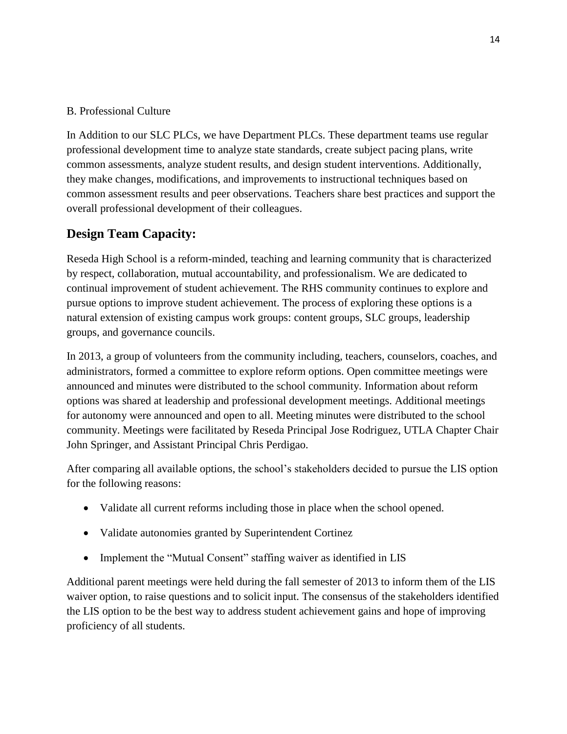B. Professional Culture

In Addition to our SLC PLCs, we have Department PLCs. These department teams use regular professional development time to analyze state standards, create subject pacing plans, write common assessments, analyze student results, and design student interventions. Additionally, they make changes, modifications, and improvements to instructional techniques based on common assessment results and peer observations. Teachers share best practices and support the overall professional development of their colleagues.

## Design Team Capacity:

Reseda High School is a reform-minded, teaching and learning community that is characterized by respect, collaboration, mutual accountability, and professionalism. We are dedicated to continual improvement of student achievement. The RHS community continues to explore and pursue options to improve student achievement. The process of exploring these options is a natural extension of existing campus work groups: content groups, SLC groups, leadership groups, and governance councils.

In 2013, a group of volunteers from the community including, teachers, counselors, coaches, and administrators, formed a committee to explore reform options. Open committee meetings were announced and minutes were distributed to the school community. Information about reform options was shared at leadership and professional development meetings. Additional meetings for autonomy were announced and open to all. Meeting minutes were distributed to the school community. Meetings were facilitated by Reseda Principal Jose Rodriguez, UTLA Chapter Chair John Springer, and Assistant Principal Chris Perdigao.

After comparing all available options, the school's stakeholders decided to pursue the LIS option for the following reasons:

- Validate all current reforms including those in place when the school opened.
- Validate autonomies granted by Superintendent Cortinez
- Implement the "Mutual Consent" staffing waiver as identified in LIS

Additional parent meetings were held during the fall semester of 2013 to inform them of the LIS waiver option, to raise questions and to solicit input. The consensus of the stakeholders identified the LIS option to be the best way to address student achievement gains and hope of improving proficiency of all students.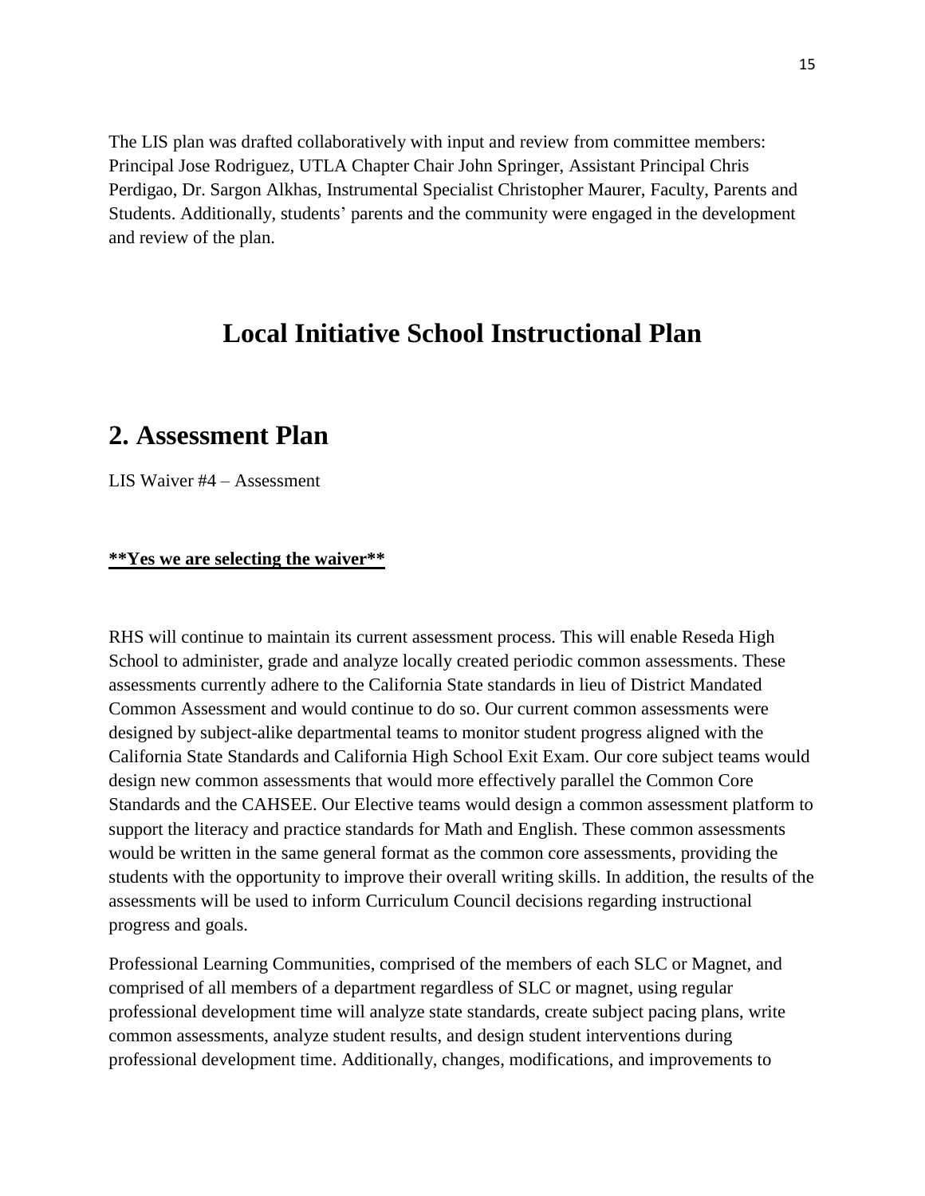The LIS plan was drafted collaboratively with input and review from committee members: Principal Jose Rodriguez, UTLA Chapter Chair John Springer, Assistant Principal Chris Perdigao, Dr. Sargon Alkhas, Instrumental Specialist Christopher Maurer, Faculty, Parents and Students. Additionally, students' parents and the community were engaged in the development and review of the plan.

# Local Initiative School Instructional Plan

## 2. Assessment Plan

LIS Waiver #4 – Assessment

**<u>**Yes we are selecting the waiver**</u>**

RHS will continue to maintain its current assessment process. This will enable Reseda High School to administer, grade and analyze locally created periodic common assessments. These assessments currently adhere to the California State standards in lieu of District Mandated Common Assessment and would continue to do so. Our current common assessments were designed by subject-alike departmental teams to monitor student progress aligned with the California State Standards and California High School Exit Exam. Our core subject teams would design new common assessments that would more effectively parallel the Common Core Standards and the CAHSEE. Our Elective teams would design a common assessment platform to support the literacy and practice standards for Math and English. These common assessments would be written in the same general format as the common core assessments, providing the students with the opportunity to improve their overall writing skills. In addition, the results of the assessments will be used to inform Curriculum Council decisions regarding instructional progress and goals.

Professional Learning Communities, comprised of the members of each SLC or Magnet, and comprised of all members of a department regardless of SLC or magnet, using regular professional development time will analyze state standards, create subject pacing plans, write common assessments, analyze student results, and design student interventions during professional development time. Additionally, changes, modifications, and improvements to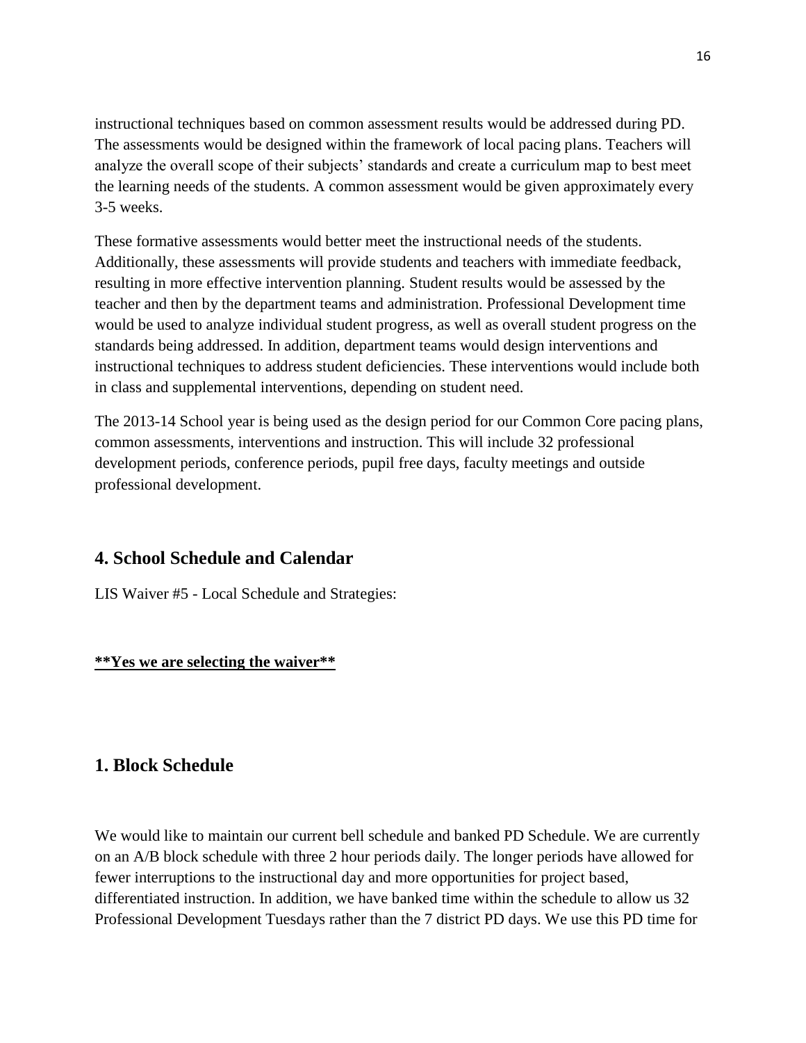instructional techniques based on common assessment results would be addressed during PD. The assessments would be designed within the framework of local pacing plans. Teachers will analyze the overall scope of their subjects' standards and create a curriculum map to best meet the learning needs of the students. A common assessment would be given approximately every 3-5 weeks.

These formative assessments would better meet the instructional needs of the students. Additionally, these assessments will provide students and teachers with immediate feedback, resulting in more effective intervention planning. Student results would be assessed by the teacher and then by the department teams and administration. Professional Development time would be used to analyze individual student progress, as well as overall student progress on the standards being addressed. In addition, department teams would design interventions and instructional techniques to address student deficiencies. These interventions would include both in class and supplemental interventions, depending on student need.

The 2013-14 School year is being used as the design period for our Common Core pacing plans, common assessments, interventions and instruction. This will include 32 professional development periods, conference periods, pupil free days, faculty meetings and outside professional development.

## 4. School Schedule and Calendar

LIS Waiver #5 - Local Schedule and Strategies:

**<u>**Yes we are selecting the waiver**</u>**

## 1. Block Schedule

We would like to maintain our current bell schedule and banked PD Schedule. We are currently on an A/B block schedule with three 2 hour periods daily. The longer periods have allowed for fewer interruptions to the instructional day and more opportunities for project based, differentiated instruction. In addition, we have banked time within the schedule to allow us 32 Professional Development Tuesdays rather than the 7 district PD days. We use this PD time for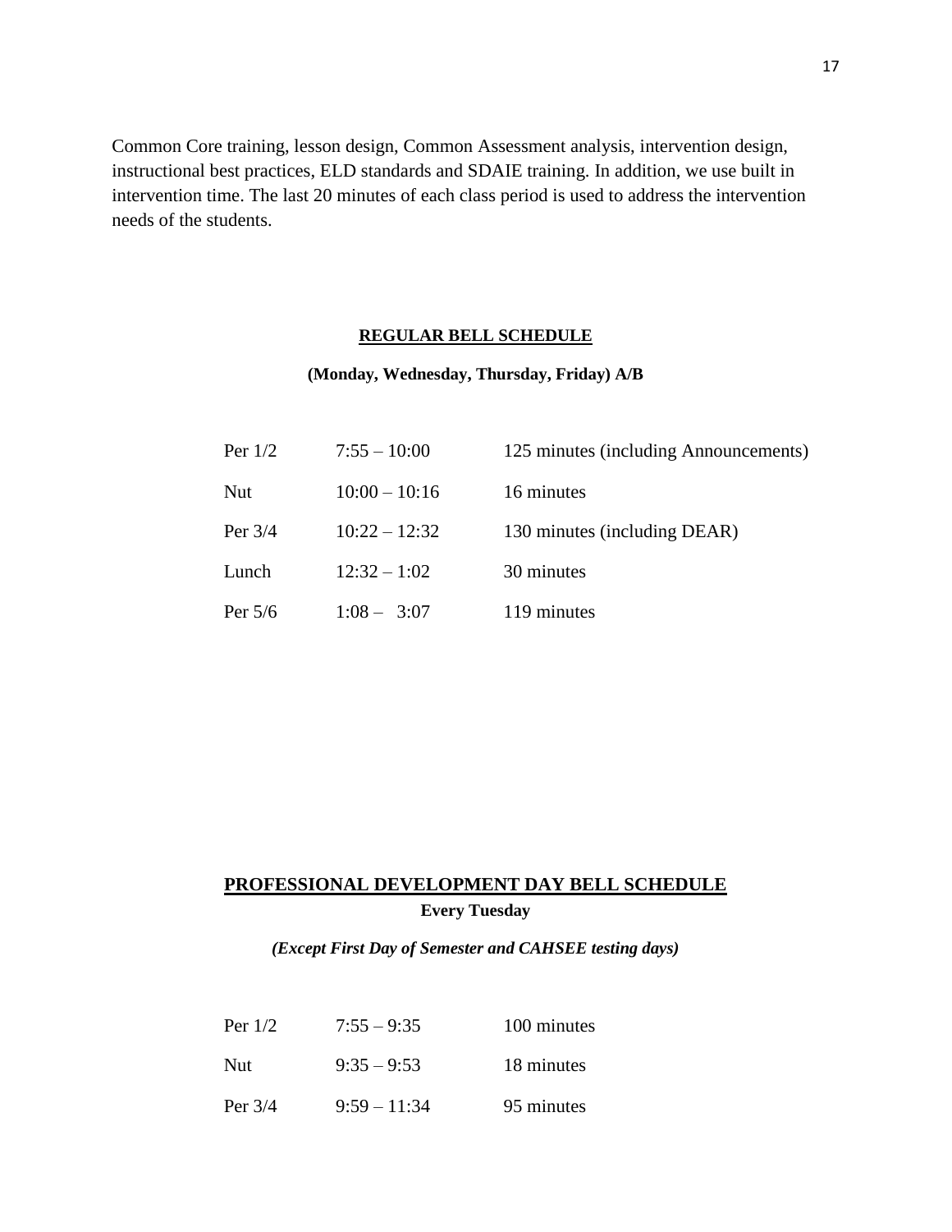Common Core training, lesson design, Common Assessment analysis, intervention design, instructional best practices, ELD standards and SDAIE training. In addition, we use built in intervention time. The last 20 minutes of each class period is used to address the intervention needs of the students.

## REGULAR BELL SCHEDULE

**(Monday, Wednesday, Thursday, Friday) A/B**

| | | |
|---|---|---|
| Per 1/2 | 7:55 – 10:00 | 125 minutes (including Announcements) |
| Nut | 10:00 – 10:16 | 16 minutes |
| Per 3/4 | 10:22 – 12:32 | 130 minutes (including DEAR) |
| Lunch | 12:32 – 1:02 | 30 minutes |
| Per 5/6 | 1:08 – 3:07 | 119 minutes |

## PROFESSIONAL DEVELOPMENT DAY BELL SCHEDULE

**Every Tuesday**

***(Except First Day of Semester and CAHSEE testing days)***

| | | |
|---|---|---|
| Per 1/2 | 7:55 – 9:35 | 100 minutes |
| Nut | 9:35 – 9:53 | 18 minutes |
| Per 3/4 | 9:59 – 11:34 | 95 minutes |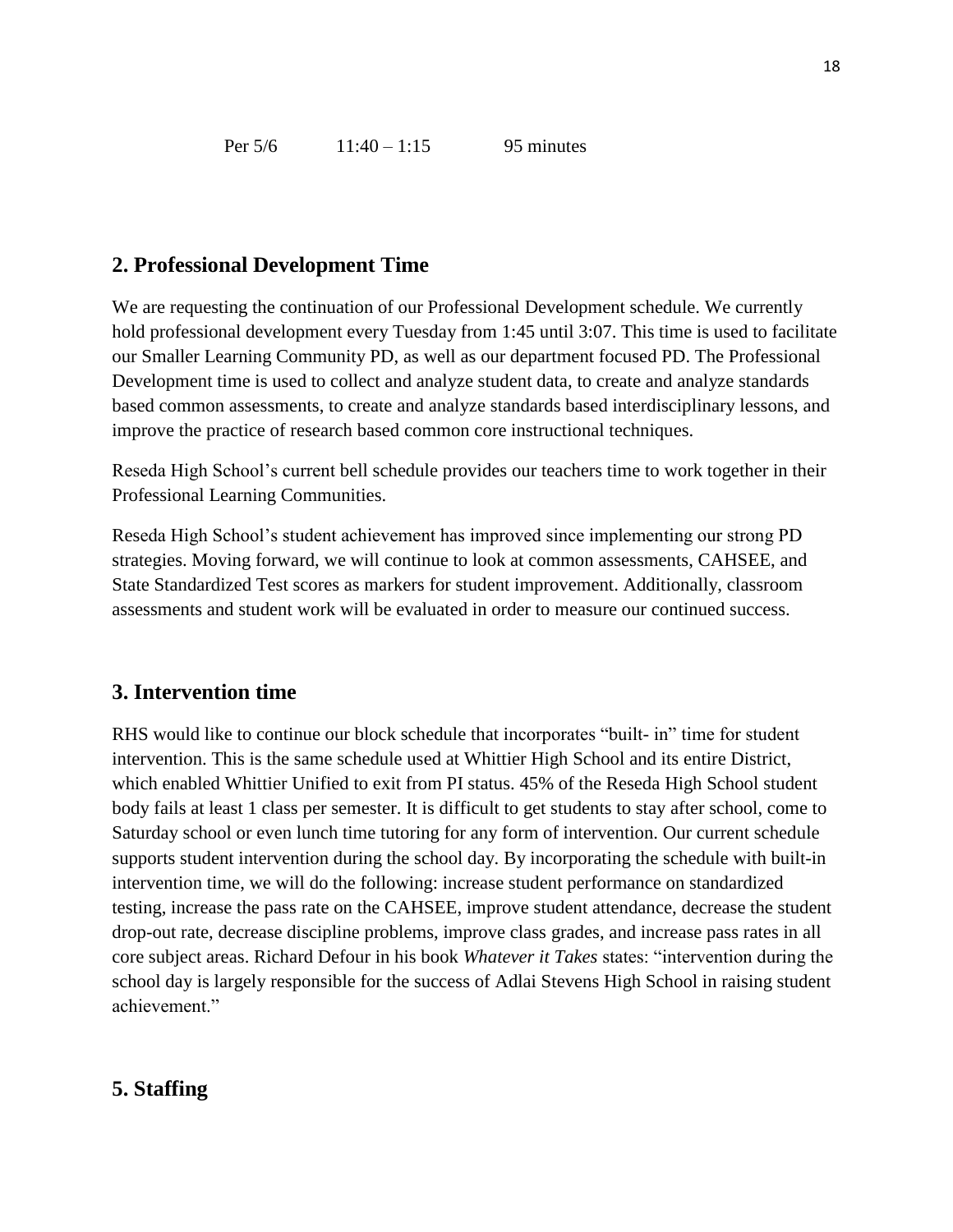Per 5/6 11:40 – 1:15 95 minutes

## 2. Professional Development Time

We are requesting the continuation of our Professional Development schedule. We currently hold professional development every Tuesday from 1:45 until 3:07. This time is used to facilitate our Smaller Learning Community PD, as well as our department focused PD. The Professional Development time is used to collect and analyze student data, to create and analyze standards based common assessments, to create and analyze standards based interdisciplinary lessons, and improve the practice of research based common core instructional techniques.

Reseda High School's current bell schedule provides our teachers time to work together in their Professional Learning Communities.

Reseda High School's student achievement has improved since implementing our strong PD strategies. Moving forward, we will continue to look at common assessments, CAHSEE, and State Standardized Test scores as markers for student improvement. Additionally, classroom assessments and student work will be evaluated in order to measure our continued success.

## 3. Intervention time

RHS would like to continue our block schedule that incorporates "built- in" time for student intervention. This is the same schedule used at Whittier High School and its entire District, which enabled Whittier Unified to exit from PI status. 45% of the Reseda High School student body fails at least 1 class per semester. It is difficult to get students to stay after school, come to Saturday school or even lunch time tutoring for any form of intervention. Our current schedule supports student intervention during the school day. By incorporating the schedule with built-in intervention time, we will do the following: increase student performance on standardized testing, increase the pass rate on the CAHSEE, improve student attendance, decrease the student drop-out rate, decrease discipline problems, improve class grades, and increase pass rates in all core subject areas. Richard Defour in his book *Whatever it Takes* states: "intervention during the school day is largely responsible for the success of Adlai Stevens High School in raising student achievement."

## 5. Staffing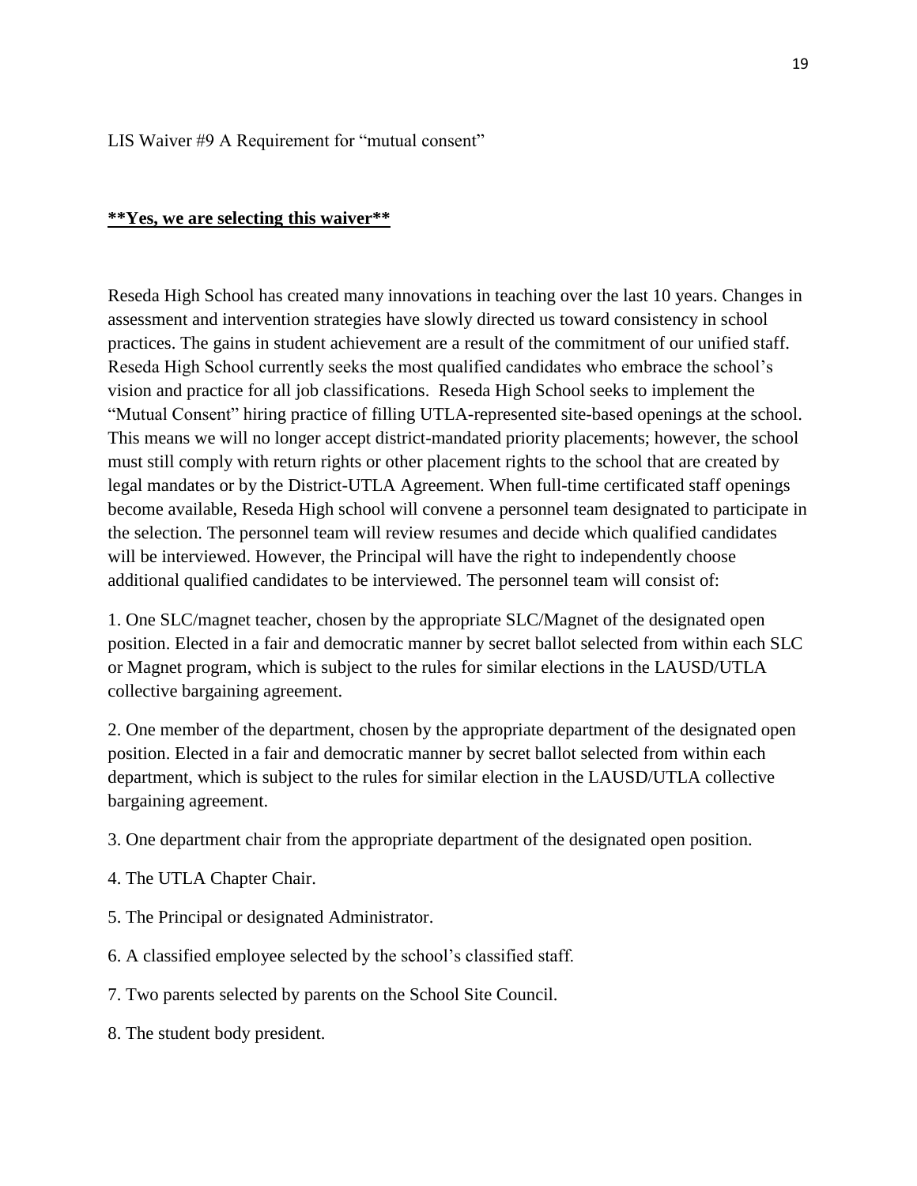LIS Waiver #9 A Requirement for "mutual consent"

**<u>**Yes, we are selecting this waiver**</u>**

Reseda High School has created many innovations in teaching over the last 10 years. Changes in assessment and intervention strategies have slowly directed us toward consistency in school practices. The gains in student achievement are a result of the commitment of our unified staff. Reseda High School currently seeks the most qualified candidates who embrace the school's vision and practice for all job classifications. Reseda High School seeks to implement the "Mutual Consent" hiring practice of filling UTLA-represented site-based openings at the school. This means we will no longer accept district-mandated priority placements; however, the school must still comply with return rights or other placement rights to the school that are created by legal mandates or by the District-UTLA Agreement. When full-time certificated staff openings become available, Reseda High school will convene a personnel team designated to participate in the selection. The personnel team will review resumes and decide which qualified candidates will be interviewed. However, the Principal will have the right to independently choose additional qualified candidates to be interviewed. The personnel team will consist of:

1. One SLC/magnet teacher, chosen by the appropriate SLC/Magnet of the designated open position. Elected in a fair and democratic manner by secret ballot selected from within each SLC or Magnet program, which is subject to the rules for similar elections in the LAUSD/UTLA collective bargaining agreement.

2. One member of the department, chosen by the appropriate department of the designated open position. Elected in a fair and democratic manner by secret ballot selected from within each department, which is subject to the rules for similar election in the LAUSD/UTLA collective bargaining agreement.

3. One department chair from the appropriate department of the designated open position.

4. The UTLA Chapter Chair.

5. The Principal or designated Administrator.

6. A classified employee selected by the school's classified staff.

7. Two parents selected by parents on the School Site Council.

8. The student body president.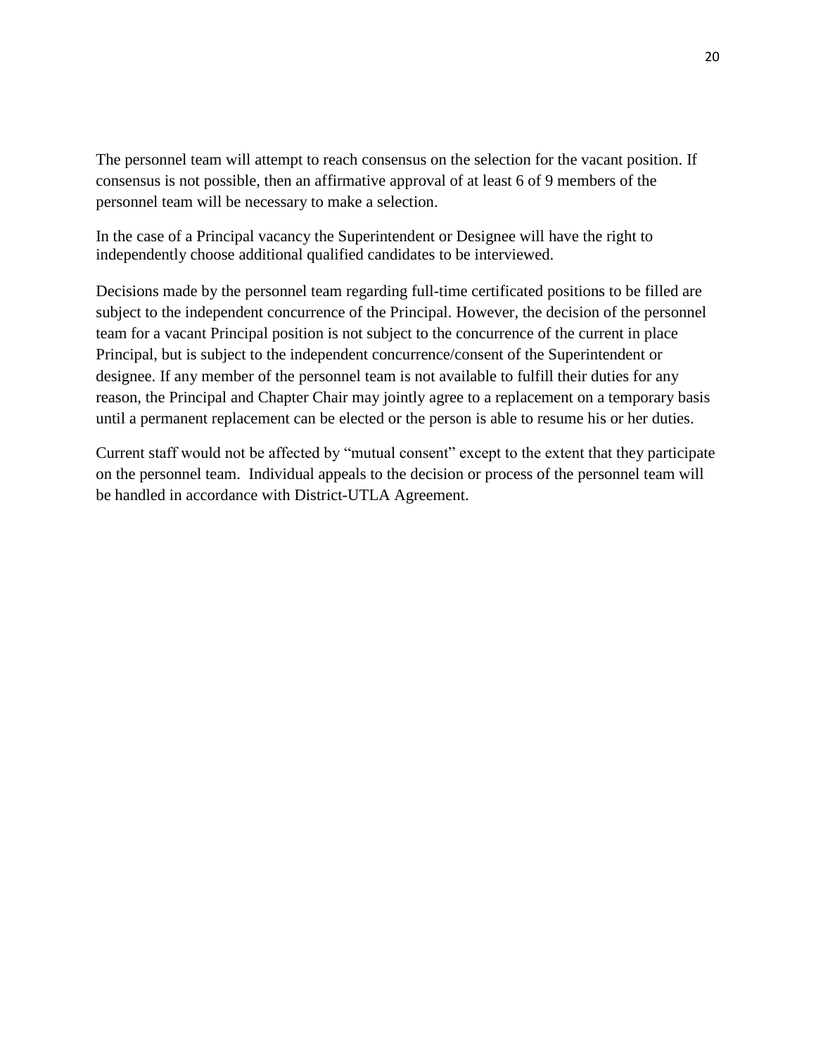The personnel team will attempt to reach consensus on the selection for the vacant position. If consensus is not possible, then an affirmative approval of at least 6 of 9 members of the personnel team will be necessary to make a selection.

In the case of a Principal vacancy the Superintendent or Designee will have the right to independently choose additional qualified candidates to be interviewed.

Decisions made by the personnel team regarding full-time certificated positions to be filled are subject to the independent concurrence of the Principal. However, the decision of the personnel team for a vacant Principal position is not subject to the concurrence of the current in place Principal, but is subject to the independent concurrence/consent of the Superintendent or designee. If any member of the personnel team is not available to fulfill their duties for any reason, the Principal and Chapter Chair may jointly agree to a replacement on a temporary basis until a permanent replacement can be elected or the person is able to resume his or her duties.

Current staff would not be affected by "mutual consent" except to the extent that they participate on the personnel team. Individual appeals to the decision or process of the personnel team will be handled in accordance with District-UTLA Agreement.